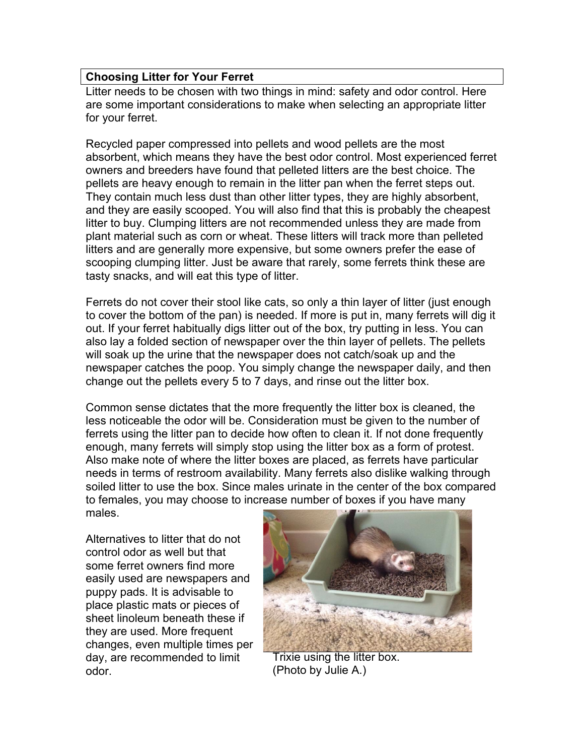## Choosing Litter for Your Ferret

Litter needs to be chosen with two things in mind: safety and odor control. Here are some important considerations to make when selecting an appropriate litter for your ferret.

Recycled paper compressed into pellets and wood pellets are the most absorbent, which means they have the best odor control. Most experienced ferret owners and breeders have found that pelleted litters are the best choice. The pellets are heavy enough to remain in the litter pan when the ferret steps out. They contain much less dust than other litter types, they are highly absorbent, and they are easily scooped. You will also find that this is probably the cheapest litter to buy. Clumping litters are not recommended unless they are made from plant material such as corn or wheat. These litters will track more than pelleted litters and are generally more expensive, but some owners prefer the ease of scooping clumping litter. Just be aware that rarely, some ferrets think these are tasty snacks, and will eat this type of litter.

Ferrets do not cover their stool like cats, so only a thin layer of litter (just enough to cover the bottom of the pan) is needed. If more is put in, many ferrets will dig it out. If your ferret habitually digs litter out of the box, try putting in less. You can also lay a folded section of newspaper over the thin layer of pellets. The pellets will soak up the urine that the newspaper does not catch/soak up and the newspaper catches the poop. You simply change the newspaper daily, and then change out the pellets every 5 to 7 days, and rinse out the litter box.

Common sense dictates that the more frequently the litter box is cleaned, the less noticeable the odor will be. Consideration must be given to the number of ferrets using the litter pan to decide how often to clean it. If not done frequently enough, many ferrets will simply stop using the litter box as a form of protest. Also make note of where the litter boxes are placed, as ferrets have particular needs in terms of restroom availability. Many ferrets also dislike walking through soiled litter to use the box. Since males urinate in the center of the box compared to females, you may choose to increase number of boxes if you have many males.

Alternatives to litter that do not control odor as well but that some ferret owners find more easily used are newspapers and puppy pads. It is advisable to place plastic mats or pieces of sheet linoleum beneath these if they are used. More frequent changes, even multiple times per day, are recommended to limit odor.

Trixie using the litter box.
(Photo by Julie A.)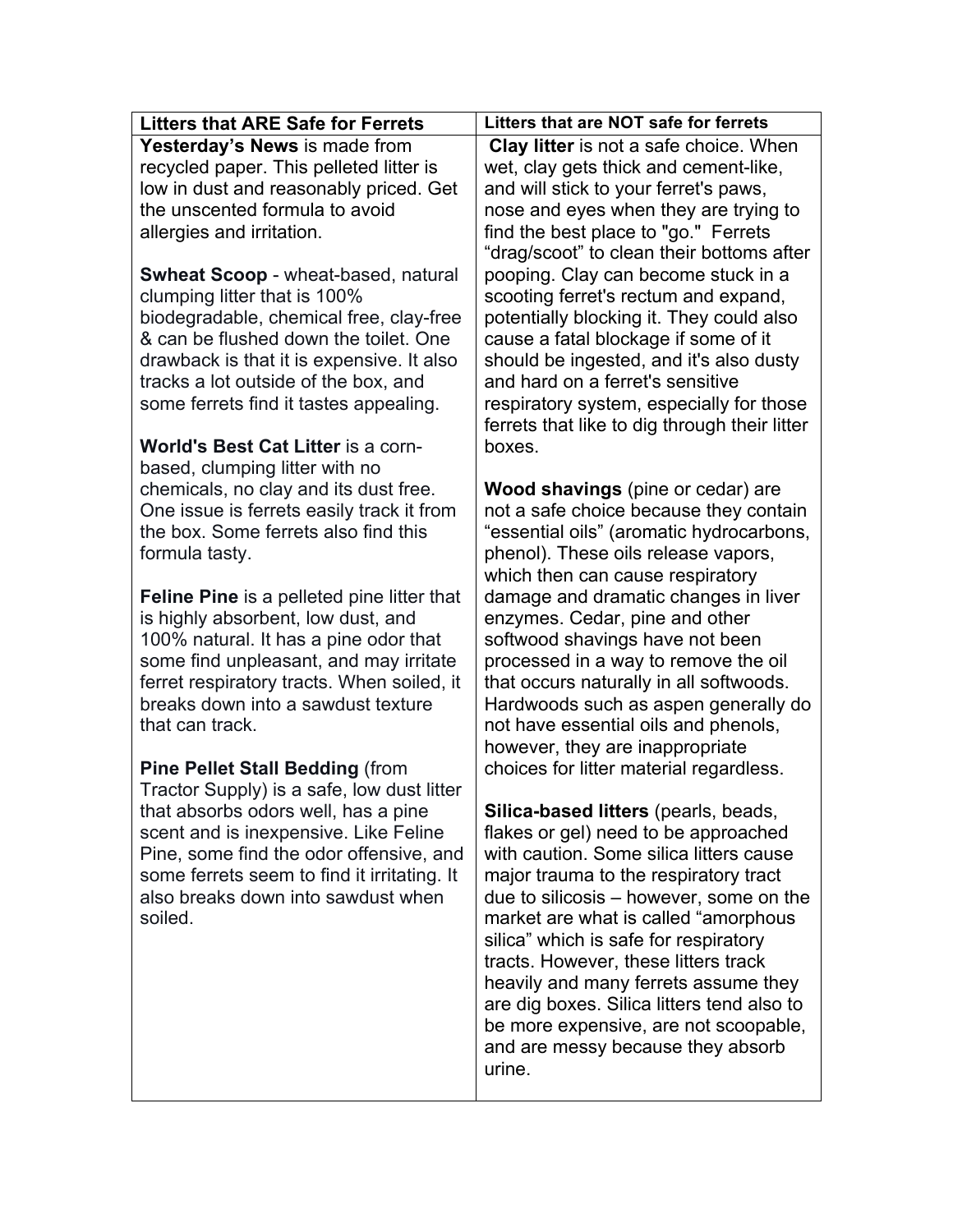| Litters that ARE Safe for Ferrets | Litters that are NOT safe for ferrets |
|---|---|
| **Yesterday's News** is made from recycled paper. This pelleted litter is low in dust and reasonably priced. Get the unscented formula to avoid allergies and irritation.<br><br>**Swheat Scoop** - wheat-based, natural clumping litter that is 100% biodegradable, chemical free, clay-free & can be flushed down the toilet. One drawback is that it is expensive. It also tracks a lot outside of the box, and some ferrets find it tastes appealing.<br><br>**World's Best Cat Litter** is a corn-based, clumping litter with no chemicals, no clay and its dust free. One issue is ferrets easily track it from the box. Some ferrets also find this formula tasty.<br><br>**Feline Pine** is a pelleted pine litter that is highly absorbent, low dust, and 100% natural. It has a pine odor that some find unpleasant, and may irritate ferret respiratory tracts. When soiled, it breaks down into a sawdust texture that can track.<br><br>**Pine Pellet Stall Bedding** (from Tractor Supply) is a safe, low dust litter that absorbs odors well, has a pine scent and is inexpensive. Like Feline Pine, some find the odor offensive, and some ferrets seem to find it irritating. It also breaks down into sawdust when soiled. | **Clay litter** is not a safe choice. When wet, clay gets thick and cement-like, and will stick to your ferret's paws, nose and eyes when they are trying to find the best place to "go." Ferrets "drag/scoot" to clean their bottoms after pooping. Clay can become stuck in a scooting ferret's rectum and expand, potentially blocking it. They could also cause a fatal blockage if some of it should be ingested, and it's also dusty and hard on a ferret's sensitive respiratory system, especially for those ferrets that like to dig through their litter boxes.<br><br>**Wood shavings** (pine or cedar) are not a safe choice because they contain "essential oils" (aromatic hydrocarbons, phenol). These oils release vapors, which then can cause respiratory damage and dramatic changes in liver enzymes. Cedar, pine and other softwood shavings have not been processed in a way to remove the oil that occurs naturally in all softwoods. Hardwoods such as aspen generally do not have essential oils and phenols, however, they are inappropriate choices for litter material regardless.<br><br>**Silica-based litters** (pearls, beads, flakes or gel) need to be approached with caution. Some silica litters cause major trauma to the respiratory tract due to silicosis – however, some on the market are what is called "amorphous silica" which is safe for respiratory tracts. However, these litters track heavily and many ferrets assume they are dig boxes. Silica litters tend also to be more expensive, are not scoopable, and are messy because they absorb urine. |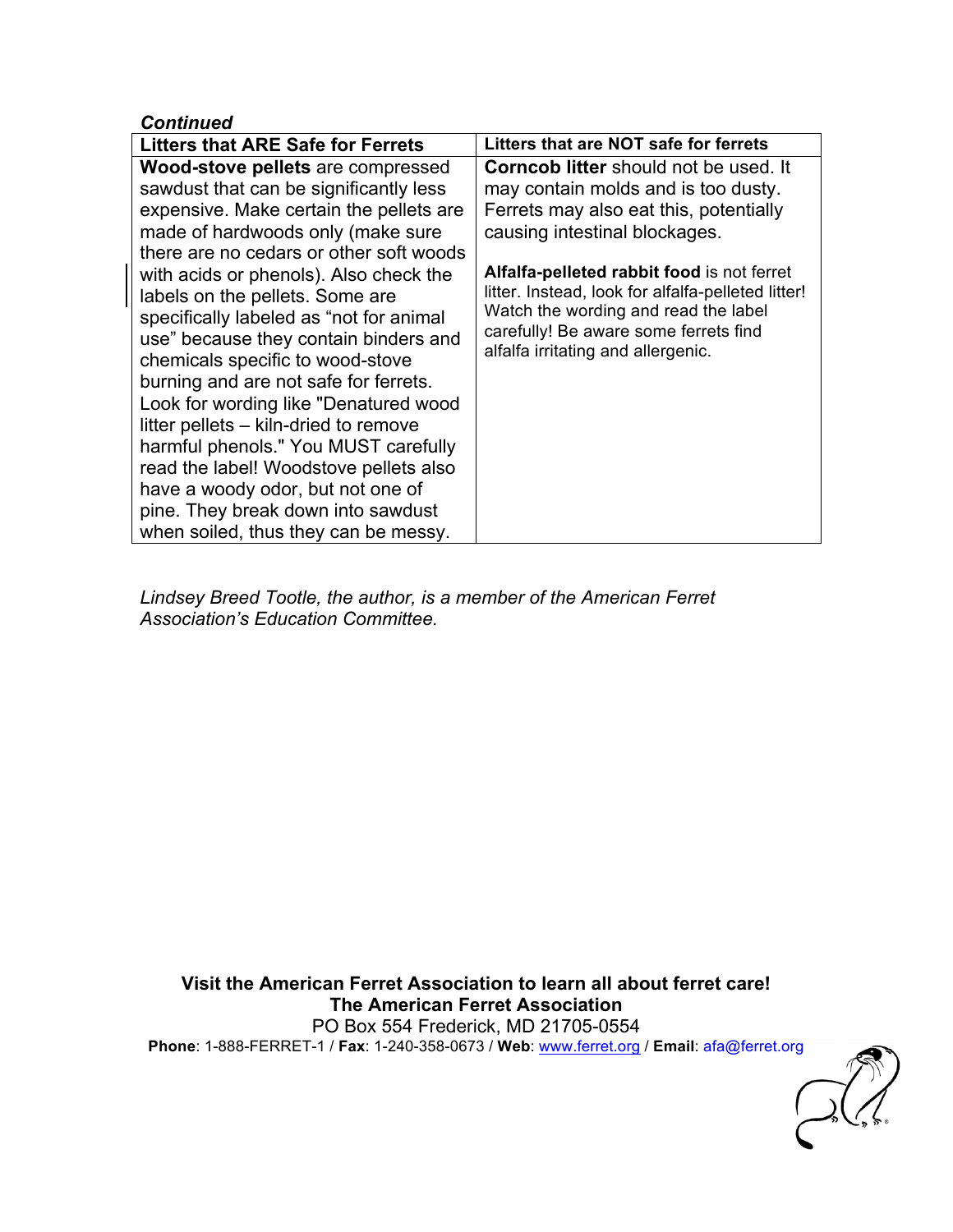***Continued***

| **Litters that ARE Safe for Ferrets** | **Litters that are NOT safe for ferrets** |
|---|---|
| **Wood-stove pellets** are compressed sawdust that can be significantly less expensive. Make certain the pellets are made of hardwoods only (make sure there are no cedars or other soft woods with acids or phenols). Also check the labels on the pellets. Some are specifically labeled as "not for animal use" because they contain binders and chemicals specific to wood-stove burning and are not safe for ferrets. Look for wording like "Denatured wood litter pellets – kiln-dried to remove harmful phenols." You MUST carefully read the label! Woodstove pellets also have a woody odor, but not one of pine. They break down into sawdust when soiled, thus they can be messy. | **Corncob litter** should not be used. It may contain molds and is too dusty. Ferrets may also eat this, potentially causing intestinal blockages.<br><br>**Alfalfa-pelleted rabbit food** is not ferret litter. Instead, look for alfalfa-pelleted litter! Watch the wording and read the label carefully! Be aware some ferrets find alfalfa irritating and allergenic. |

*Lindsey Breed Tootle, the author, is a member of the American Ferret Association's Education Committee.*

**Visit the American Ferret Association to learn all about ferret care!**
**The American Ferret Association**
PO Box 554 Frederick, MD 21705-0554
**Phone**: 1-888-FERRET-1 / **Fax**: 1-240-358-0673 / **Web**: www.ferret.org / **Email**: afa@ferret.org